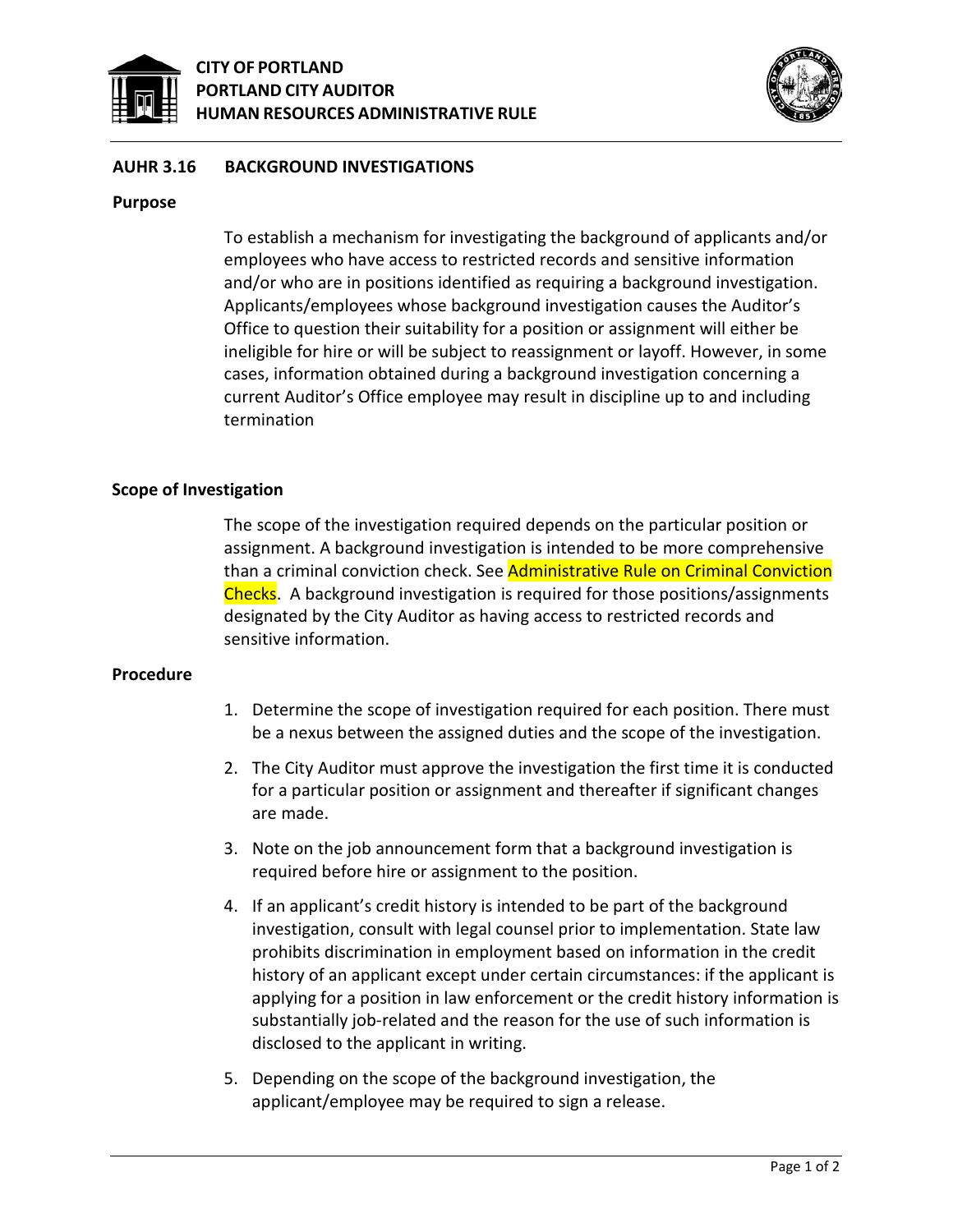**CITY OF PORTLAND**
**PORTLAND CITY AUDITOR**
**HUMAN RESOURCES ADMINISTRATIVE RULE**

## AUHR 3.16 BACKGROUND INVESTIGATIONS

### Purpose

To establish a mechanism for investigating the background of applicants and/or employees who have access to restricted records and sensitive information and/or who are in positions identified as requiring a background investigation. Applicants/employees whose background investigation causes the Auditor's Office to question their suitability for a position or assignment will either be ineligible for hire or will be subject to reassignment or layoff. However, in some cases, information obtained during a background investigation concerning a current Auditor's Office employee may result in discipline up to and including termination

### Scope of Investigation

The scope of the investigation required depends on the particular position or assignment. A background investigation is intended to be more comprehensive than a criminal conviction check. See Administrative Rule on Criminal Conviction Checks. A background investigation is required for those positions/assignments designated by the City Auditor as having access to restricted records and sensitive information.

### Procedure

1. Determine the scope of investigation required for each position. There must be a nexus between the assigned duties and the scope of the investigation.
2. The City Auditor must approve the investigation the first time it is conducted for a particular position or assignment and thereafter if significant changes are made.
3. Note on the job announcement form that a background investigation is required before hire or assignment to the position.
4. If an applicant's credit history is intended to be part of the background investigation, consult with legal counsel prior to implementation. State law prohibits discrimination in employment based on information in the credit history of an applicant except under certain circumstances: if the applicant is applying for a position in law enforcement or the credit history information is substantially job-related and the reason for the use of such information is disclosed to the applicant in writing.
5. Depending on the scope of the background investigation, the applicant/employee may be required to sign a release.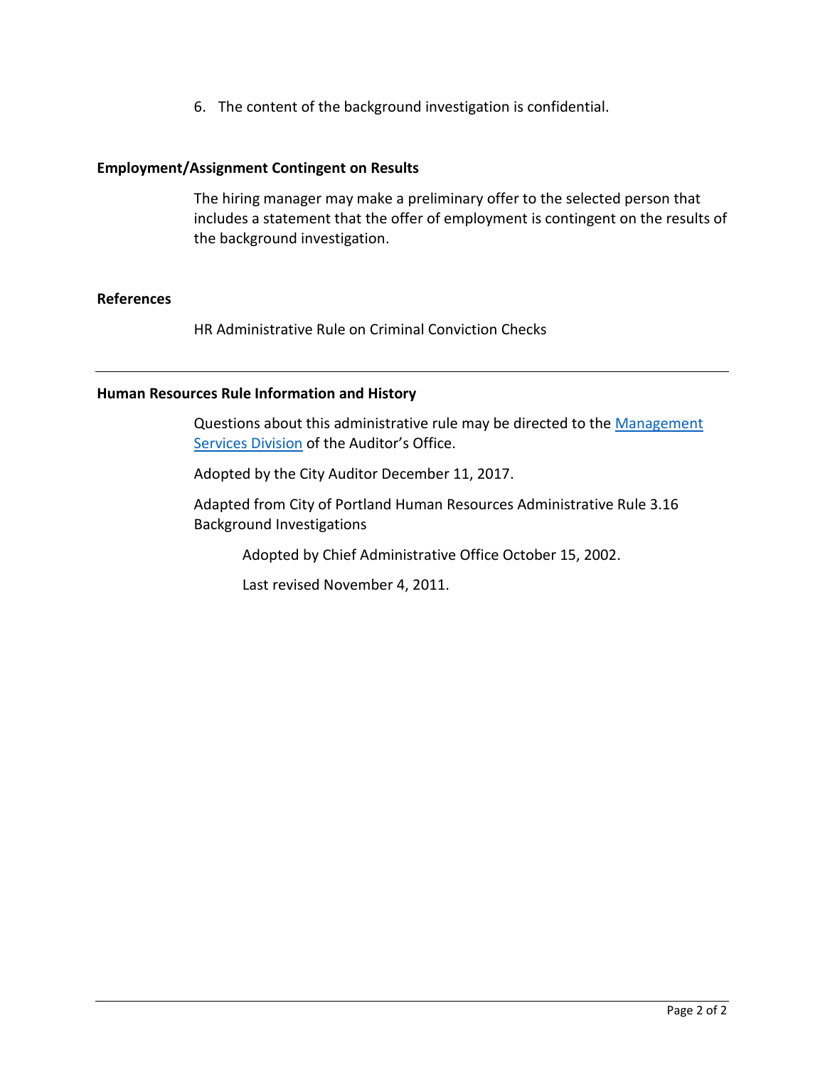6. The content of the background investigation is confidential.

**Employment/Assignment Contingent on Results**

The hiring manager may make a preliminary offer to the selected person that includes a statement that the offer of employment is contingent on the results of the background investigation.

**References**

HR Administrative Rule on Criminal Conviction Checks

---

**Human Resources Rule Information and History**

Questions about this administrative rule may be directed to the Management Services Division of the Auditor's Office.

Adopted by the City Auditor December 11, 2017.

Adapted from City of Portland Human Resources Administrative Rule 3.16 Background Investigations

Adopted by Chief Administrative Office October 15, 2002.

Last revised November 4, 2011.